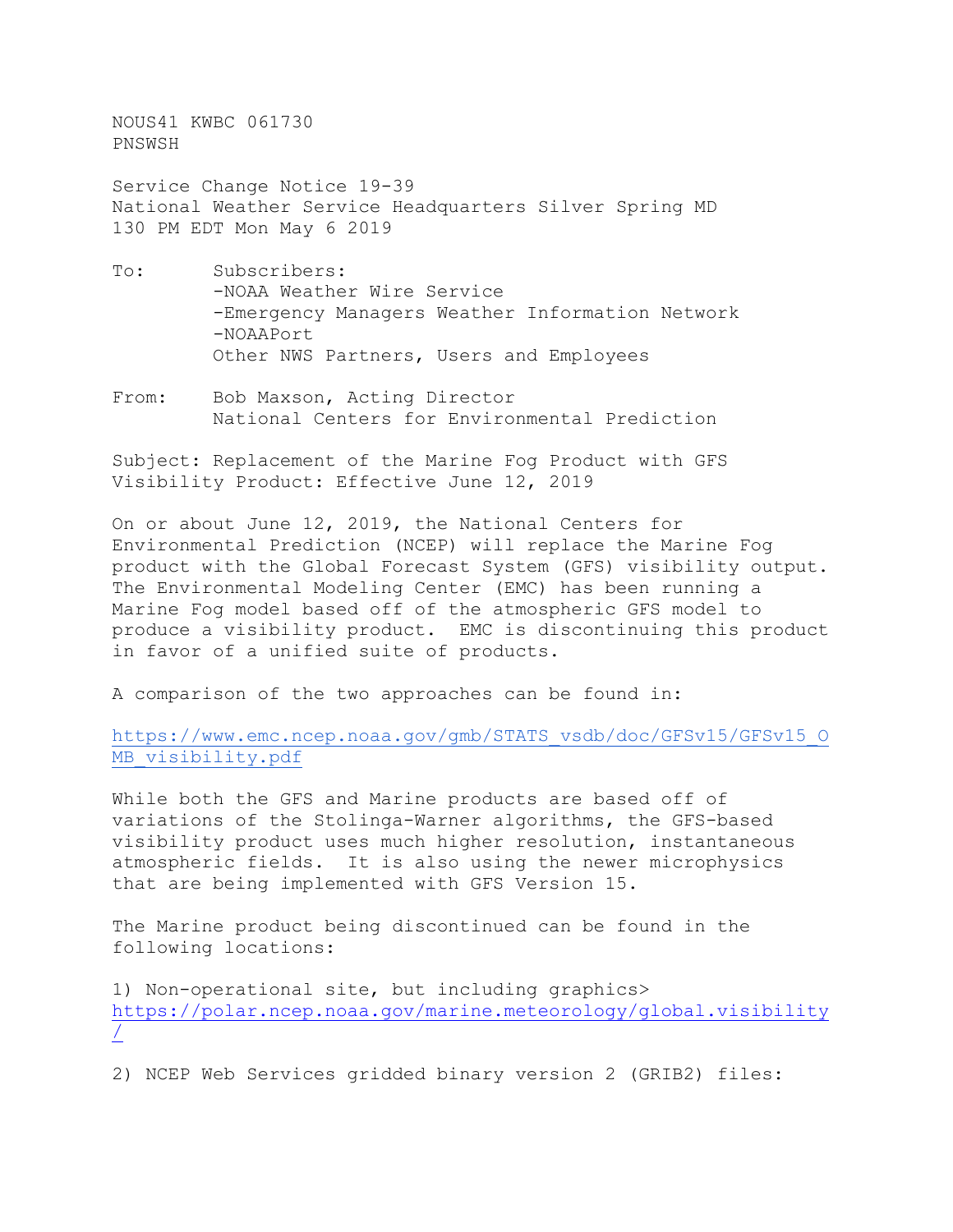NOUS41 KWBC 061730
PNSWSH

Service Change Notice 19-39
National Weather Service Headquarters Silver Spring MD
130 PM EDT Mon May 6 2019

To: Subscribers:
-NOAA Weather Wire Service
-Emergency Managers Weather Information Network
-NOAAPort
Other NWS Partners, Users and Employees

From: Bob Maxson, Acting Director
National Centers for Environmental Prediction

Subject: Replacement of the Marine Fog Product with GFS Visibility Product: Effective June 12, 2019

On or about June 12, 2019, the National Centers for Environmental Prediction (NCEP) will replace the Marine Fog product with the Global Forecast System (GFS) visibility output. The Environmental Modeling Center (EMC) has been running a Marine Fog model based off of the atmospheric GFS model to produce a visibility product. EMC is discontinuing this product in favor of a unified suite of products.

A comparison of the two approaches can be found in:

https://www.emc.ncep.noaa.gov/gmb/STATS_vsdb/doc/GFSv15/GFSv15_OMB_visibility.pdf

While both the GFS and Marine products are based off of variations of the Stolinga-Warner algorithms, the GFS-based visibility product uses much higher resolution, instantaneous atmospheric fields. It is also using the newer microphysics that are being implemented with GFS Version 15.

The Marine product being discontinued can be found in the following locations:

1) Non-operational site, but including graphics>
https://polar.ncep.noaa.gov/marine.meteorology/global.visibility/

2) NCEP Web Services gridded binary version 2 (GRIB2) files: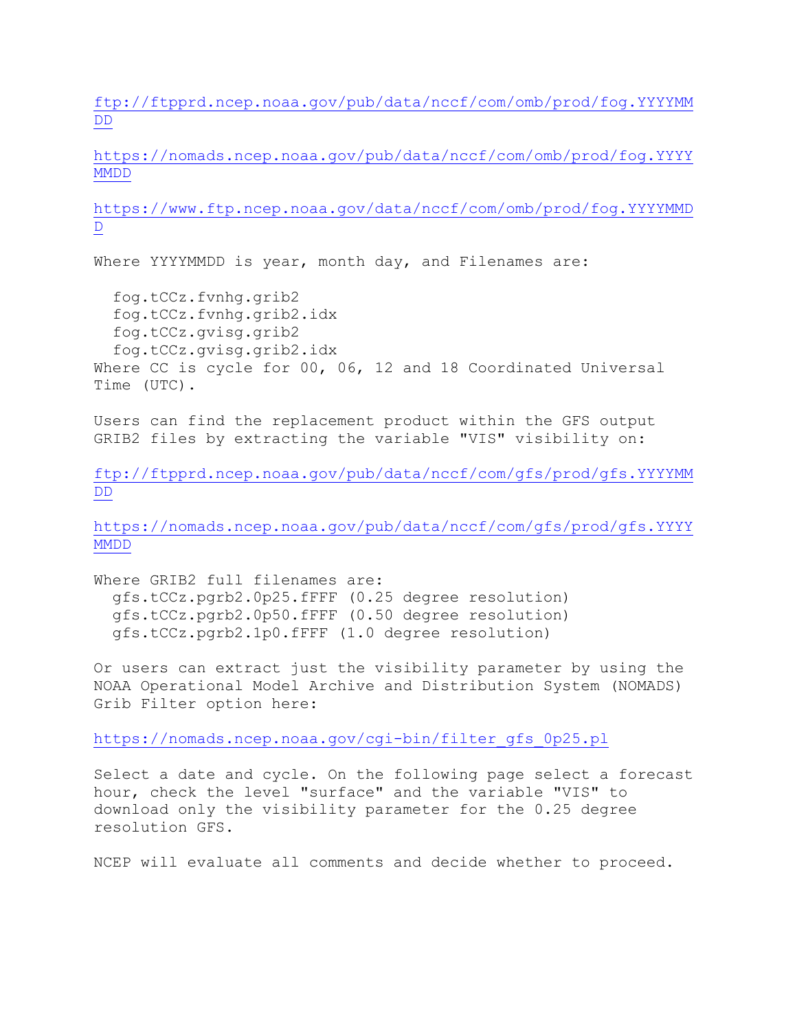ftp://ftpprd.ncep.noaa.gov/pub/data/nccf/com/omb/prod/fog.YYYYMMDD

https://nomads.ncep.noaa.gov/pub/data/nccf/com/omb/prod/fog.YYYYMMDD

https://www.ftp.ncep.noaa.gov/data/nccf/com/omb/prod/fog.YYYYMMDD

Where YYYYMMDD is year, month day, and Filenames are:

```
  fog.tCCz.fvnhg.grib2
  fog.tCCz.fvnhg.grib2.idx
  fog.tCCz.gvisg.grib2
  fog.tCCz.gvisg.grib2.idx
```

Where CC is cycle for 00, 06, 12 and 18 Coordinated Universal Time (UTC).

Users can find the replacement product within the GFS output GRIB2 files by extracting the variable "VIS" visibility on:

ftp://ftpprd.ncep.noaa.gov/pub/data/nccf/com/gfs/prod/gfs.YYYYMMDD

https://nomads.ncep.noaa.gov/pub/data/nccf/com/gfs/prod/gfs.YYYYMMDD

Where GRIB2 full filenames are:

```
  gfs.tCCz.pgrb2.0p25.fFFF (0.25 degree resolution)
  gfs.tCCz.pgrb2.0p50.fFFF (0.50 degree resolution)
  gfs.tCCz.pgrb2.1p0.fFFF (1.0 degree resolution)
```

Or users can extract just the visibility parameter by using the NOAA Operational Model Archive and Distribution System (NOMADS) Grib Filter option here:

https://nomads.ncep.noaa.gov/cgi-bin/filter_gfs_0p25.pl

Select a date and cycle. On the following page select a forecast hour, check the level "surface" and the variable "VIS" to download only the visibility parameter for the 0.25 degree resolution GFS.

NCEP will evaluate all comments and decide whether to proceed.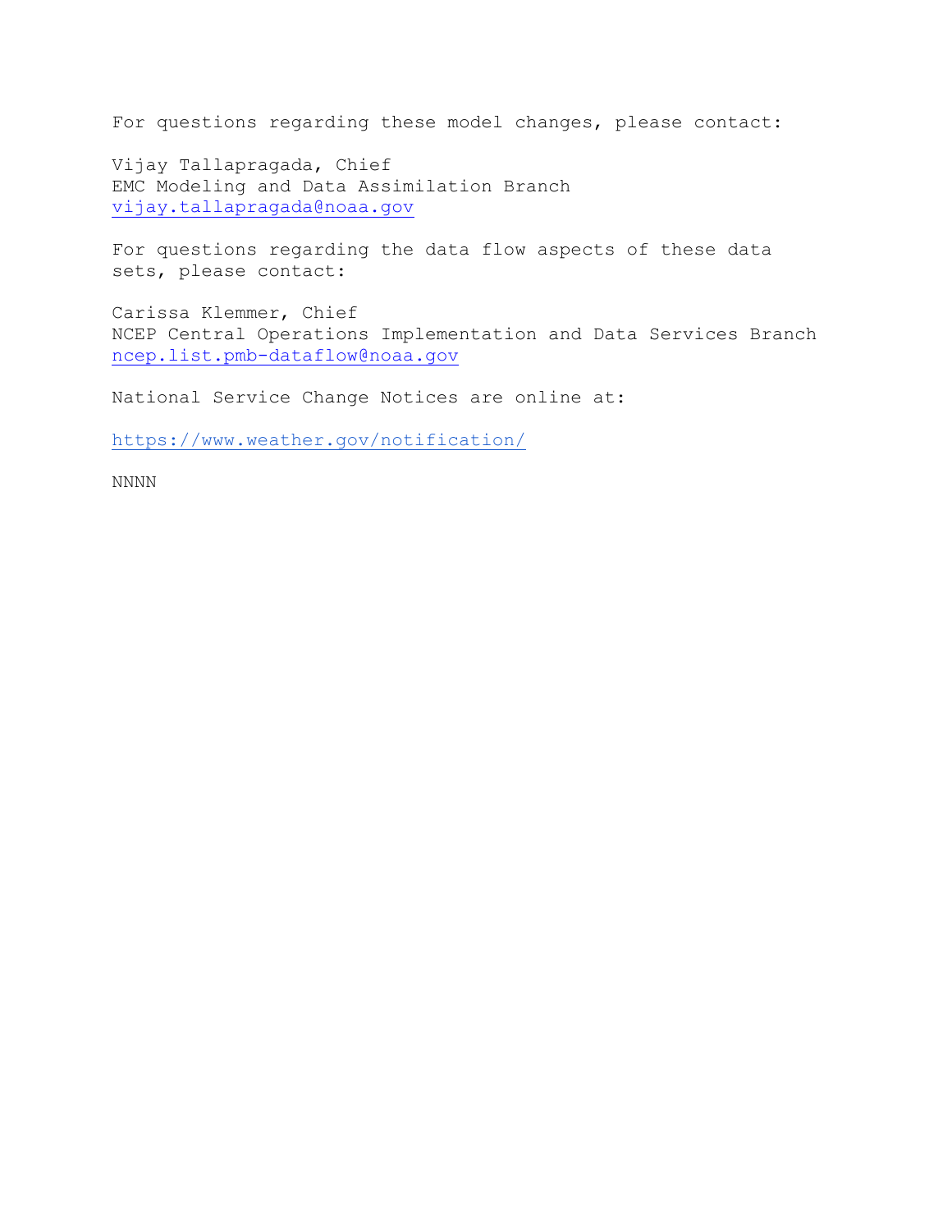For questions regarding these model changes, please contact:

Vijay Tallapragada, Chief
EMC Modeling and Data Assimilation Branch
vijay.tallapragada@noaa.gov

For questions regarding the data flow aspects of these data sets, please contact:

Carissa Klemmer, Chief
NCEP Central Operations Implementation and Data Services Branch
ncep.list.pmb-dataflow@noaa.gov

National Service Change Notices are online at:

https://www.weather.gov/notification/

NNNN